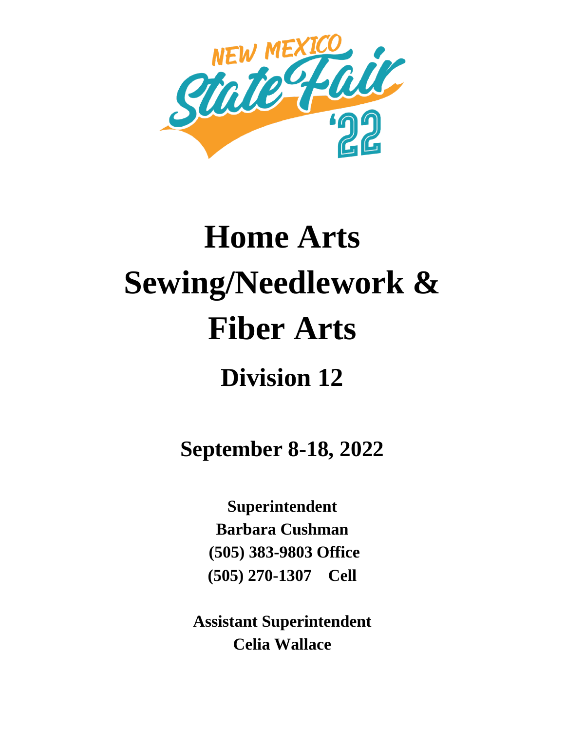NEW MEXICO State Fair '22

# Home Arts Sewing/Needlework & Fiber Arts

## Division 12

**September 8-18, 2022**

**Superintendent**
**Barbara Cushman**
**(505) 383-9803 Office**
**(505) 270-1307 Cell**

**Assistant Superintendent**
**Celia Wallace**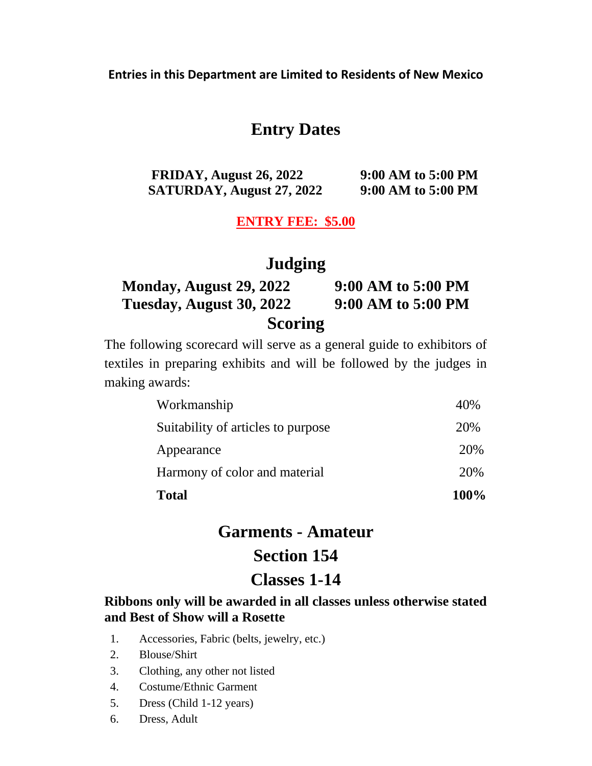**Entries in this Department are Limited to Residents of New Mexico**

# Entry Dates

| | |
|---|---|
| **FRIDAY, August 26, 2022** | **9:00 AM to 5:00 PM** |
| **SATURDAY, August 27, 2022** | **9:00 AM to 5:00 PM** |

**ENTRY FEE: $5.00**

# Judging

| | |
|---|---|
| **Monday, August 29, 2022** | **9:00 AM to 5:00 PM** |
| **Tuesday, August 30, 2022** | **9:00 AM to 5:00 PM** |

# Scoring

The following scorecard will serve as a general guide to exhibitors of textiles in preparing exhibits and will be followed by the judges in making awards:

| | |
|---|---|
| Workmanship | 40% |
| Suitability of articles to purpose | 20% |
| Appearance | 20% |
| Harmony of color and material | 20% |
| **Total** | **100%** |

# Garments - Amateur

# Section 154

# Classes 1-14

**Ribbons only will be awarded in all classes unless otherwise stated and Best of Show will a Rosette**

1. Accessories, Fabric (belts, jewelry, etc.)
2. Blouse/Shirt
3. Clothing, any other not listed
4. Costume/Ethnic Garment
5. Dress (Child 1-12 years)
6. Dress, Adult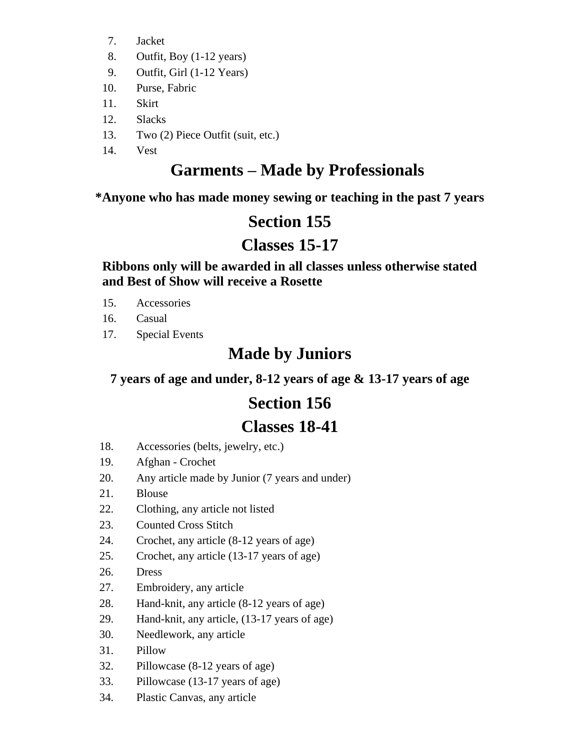7. Jacket
8. Outfit, Boy (1-12 years)
9. Outfit, Girl (1-12 Years)
10. Purse, Fabric
11. Skirt
12. Slacks
13. Two (2) Piece Outfit (suit, etc.)
14. Vest

## Garments – Made by Professionals

**\*Anyone who has made money sewing or teaching in the past 7 years**

## Section 155

## Classes 15-17

**Ribbons only will be awarded in all classes unless otherwise stated and Best of Show will receive a Rosette**

15. Accessories
16. Casual
17. Special Events

## Made by Juniors

**7 years of age and under, 8-12 years of age & 13-17 years of age**

## Section 156

## Classes 18-41

18. Accessories (belts, jewelry, etc.)
19. Afghan - Crochet
20. Any article made by Junior (7 years and under)
21. Blouse
22. Clothing, any article not listed
23. Counted Cross Stitch
24. Crochet, any article (8-12 years of age)
25. Crochet, any article (13-17 years of age)
26. Dress
27. Embroidery, any article
28. Hand-knit, any article (8-12 years of age)
29. Hand-knit, any article, (13-17 years of age)
30. Needlework, any article
31. Pillow
32. Pillowcase (8-12 years of age)
33. Pillowcase (13-17 years of age)
34. Plastic Canvas, any article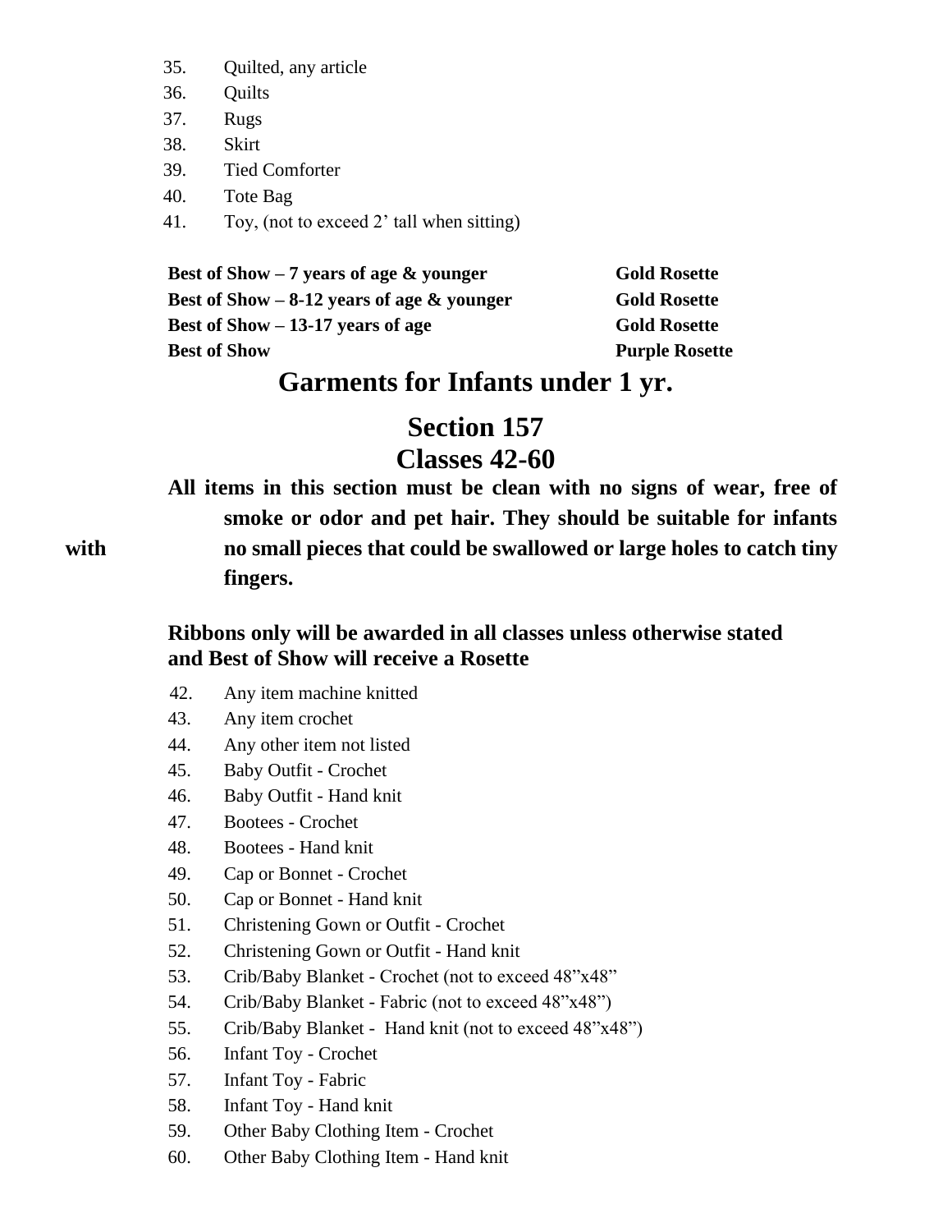35. Quilted, any article
36. Quilts
37. Rugs
38. Skirt
39. Tied Comforter
40. Tote Bag
41. Toy, (not to exceed 2' tall when sitting)

| | |
|---|---|
| **Best of Show – 7 years of age & younger** | **Gold Rosette** |
| **Best of Show – 8-12 years of age & younger** | **Gold Rosette** |
| **Best of Show – 13-17 years of age** | **Gold Rosette** |
| **Best of Show** | **Purple Rosette** |

# Garments for Infants under 1 yr.

# Section 157
# Classes 42-60

**All items in this section must be clean with no signs of wear, free of smoke or odor and pet hair. They should be suitable for infants with no small pieces that could be swallowed or large holes to catch tiny fingers.**

**Ribbons only will be awarded in all classes unless otherwise stated and Best of Show will receive a Rosette**

42. Any item machine knitted
43. Any item crochet
44. Any other item not listed
45. Baby Outfit - Crochet
46. Baby Outfit - Hand knit
47. Bootees - Crochet
48. Bootees - Hand knit
49. Cap or Bonnet - Crochet
50. Cap or Bonnet - Hand knit
51. Christening Gown or Outfit - Crochet
52. Christening Gown or Outfit - Hand knit
53. Crib/Baby Blanket - Crochet (not to exceed 48"x48"
54. Crib/Baby Blanket - Fabric (not to exceed 48"x48")
55. Crib/Baby Blanket - Hand knit (not to exceed 48"x48")
56. Infant Toy - Crochet
57. Infant Toy - Fabric
58. Infant Toy - Hand knit
59. Other Baby Clothing Item - Crochet
60. Other Baby Clothing Item - Hand knit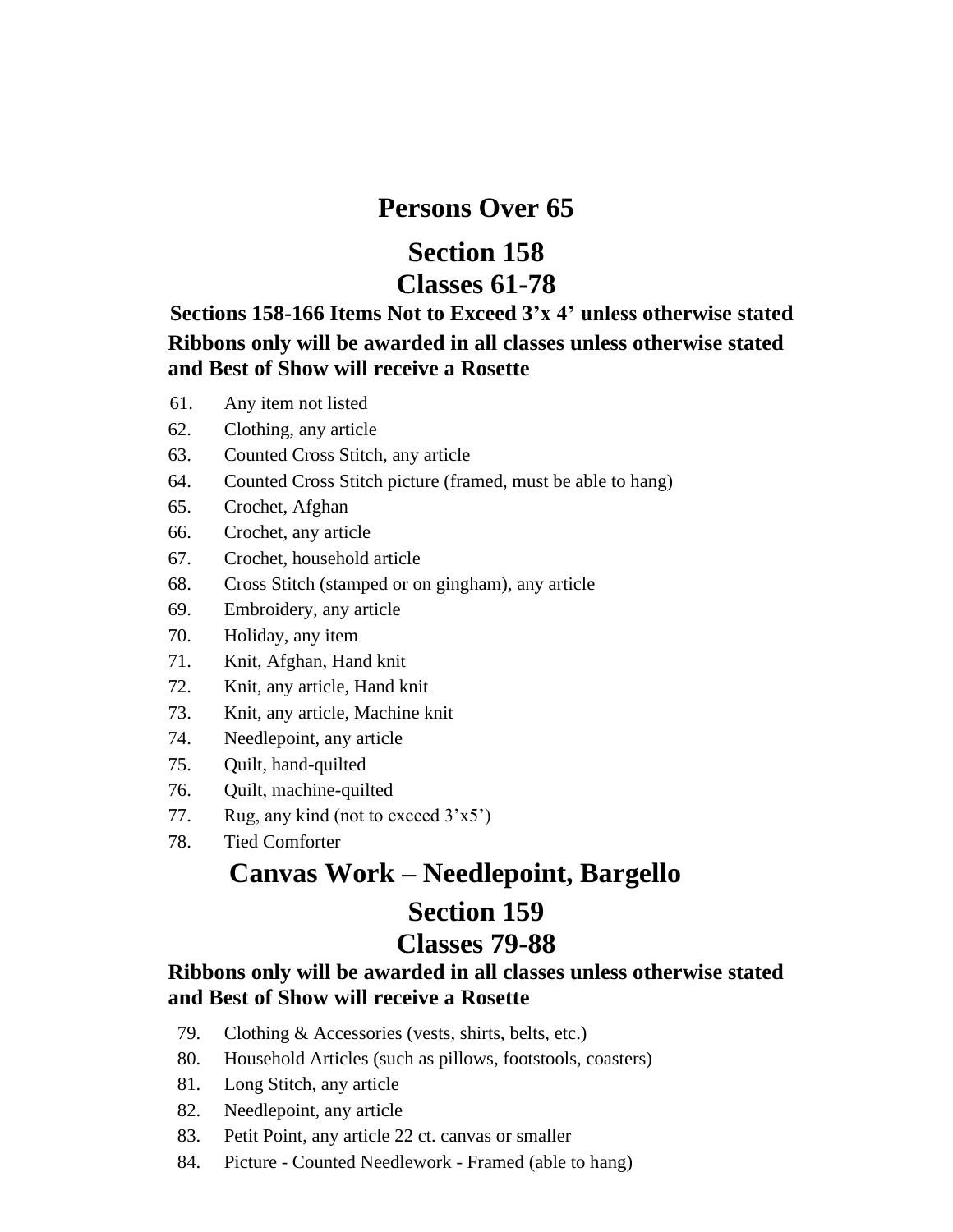# Persons Over 65

## Section 158
## Classes 61-78

**Sections 158-166 Items Not to Exceed 3'x 4' unless otherwise stated**

**Ribbons only will be awarded in all classes unless otherwise stated and Best of Show will receive a Rosette**

61. Any item not listed
62. Clothing, any article
63. Counted Cross Stitch, any article
64. Counted Cross Stitch picture (framed, must be able to hang)
65. Crochet, Afghan
66. Crochet, any article
67. Crochet, household article
68. Cross Stitch (stamped or on gingham), any article
69. Embroidery, any article
70. Holiday, any item
71. Knit, Afghan, Hand knit
72. Knit, any article, Hand knit
73. Knit, any article, Machine knit
74. Needlepoint, any article
75. Quilt, hand-quilted
76. Quilt, machine-quilted
77. Rug, any kind (not to exceed 3'x5')
78. Tied Comforter

# Canvas Work – Needlepoint, Bargello

## Section 159
## Classes 79-88

**Ribbons only will be awarded in all classes unless otherwise stated and Best of Show will receive a Rosette**

79. Clothing & Accessories (vests, shirts, belts, etc.)
80. Household Articles (such as pillows, footstools, coasters)
81. Long Stitch, any article
82. Needlepoint, any article
83. Petit Point, any article 22 ct. canvas or smaller
84. Picture - Counted Needlework - Framed (able to hang)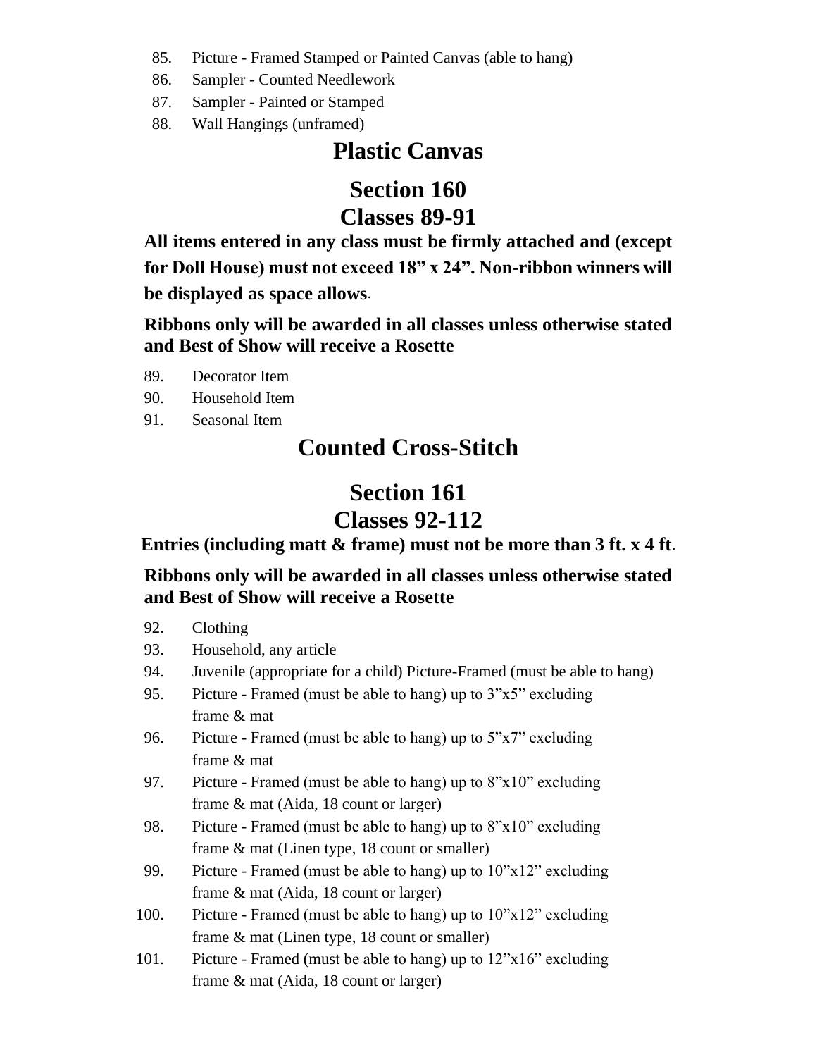85. Picture - Framed Stamped or Painted Canvas (able to hang)
86. Sampler - Counted Needlework
87. Sampler - Painted or Stamped
88. Wall Hangings (unframed)

# Plastic Canvas

# Section 160
# Classes 89-91

**All items entered in any class must be firmly attached and (except for Doll House) must not exceed 18" x 24". Non-ribbon winners will be displayed as space allows**.

**Ribbons only will be awarded in all classes unless otherwise stated and Best of Show will receive a Rosette**

89. Decorator Item
90. Household Item
91. Seasonal Item

# Counted Cross-Stitch

# Section 161
# Classes 92-112

**Entries (including matt & frame) must not be more than 3 ft. x 4 ft**.

**Ribbons only will be awarded in all classes unless otherwise stated and Best of Show will receive a Rosette**

92. Clothing
93. Household, any article
94. Juvenile (appropriate for a child) Picture-Framed (must be able to hang)
95. Picture - Framed (must be able to hang) up to 3"x5" excluding frame & mat
96. Picture - Framed (must be able to hang) up to 5"x7" excluding frame & mat
97. Picture - Framed (must be able to hang) up to 8"x10" excluding frame & mat (Aida, 18 count or larger)
98. Picture - Framed (must be able to hang) up to 8"x10" excluding frame & mat (Linen type, 18 count or smaller)
99. Picture - Framed (must be able to hang) up to 10"x12" excluding frame & mat (Aida, 18 count or larger)
100. Picture - Framed (must be able to hang) up to 10"x12" excluding frame & mat (Linen type, 18 count or smaller)
101. Picture - Framed (must be able to hang) up to 12"x16" excluding frame & mat (Aida, 18 count or larger)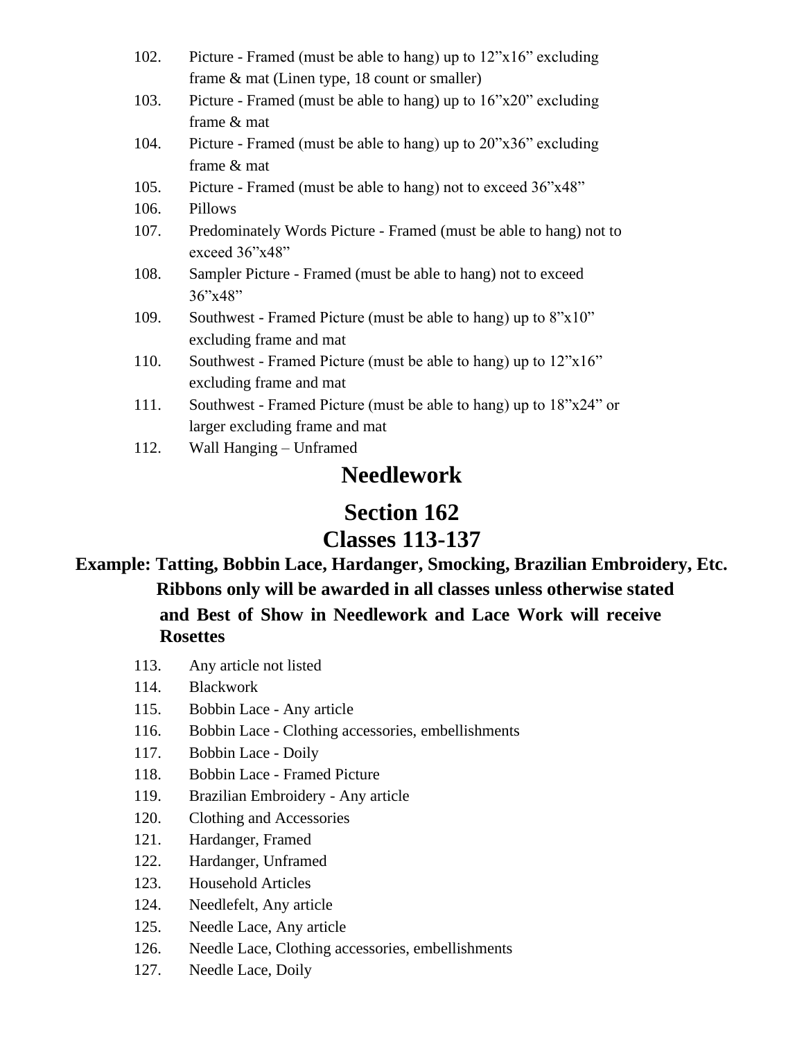102. Picture - Framed (must be able to hang) up to 12"x16" excluding frame & mat (Linen type, 18 count or smaller)
103. Picture - Framed (must be able to hang) up to 16"x20" excluding frame & mat
104. Picture - Framed (must be able to hang) up to 20"x36" excluding frame & mat
105. Picture - Framed (must be able to hang) not to exceed 36"x48"
106. Pillows
107. Predominately Words Picture - Framed (must be able to hang) not to exceed 36"x48"
108. Sampler Picture - Framed (must be able to hang) not to exceed 36"x48"
109. Southwest - Framed Picture (must be able to hang) up to 8"x10" excluding frame and mat
110. Southwest - Framed Picture (must be able to hang) up to 12"x16" excluding frame and mat
111. Southwest - Framed Picture (must be able to hang) up to 18"x24" or larger excluding frame and mat
112. Wall Hanging – Unframed

# Needlework

## Section 162
## Classes 113-137

**Example: Tatting, Bobbin Lace, Hardanger, Smocking, Brazilian Embroidery, Etc.**

**Ribbons only will be awarded in all classes unless otherwise stated and Best of Show in Needlework and Lace Work will receive Rosettes**

113. Any article not listed
114. Blackwork
115. Bobbin Lace - Any article
116. Bobbin Lace - Clothing accessories, embellishments
117. Bobbin Lace - Doily
118. Bobbin Lace - Framed Picture
119. Brazilian Embroidery - Any article
120. Clothing and Accessories
121. Hardanger, Framed
122. Hardanger, Unframed
123. Household Articles
124. Needlefelt, Any article
125. Needle Lace, Any article
126. Needle Lace, Clothing accessories, embellishments
127. Needle Lace, Doily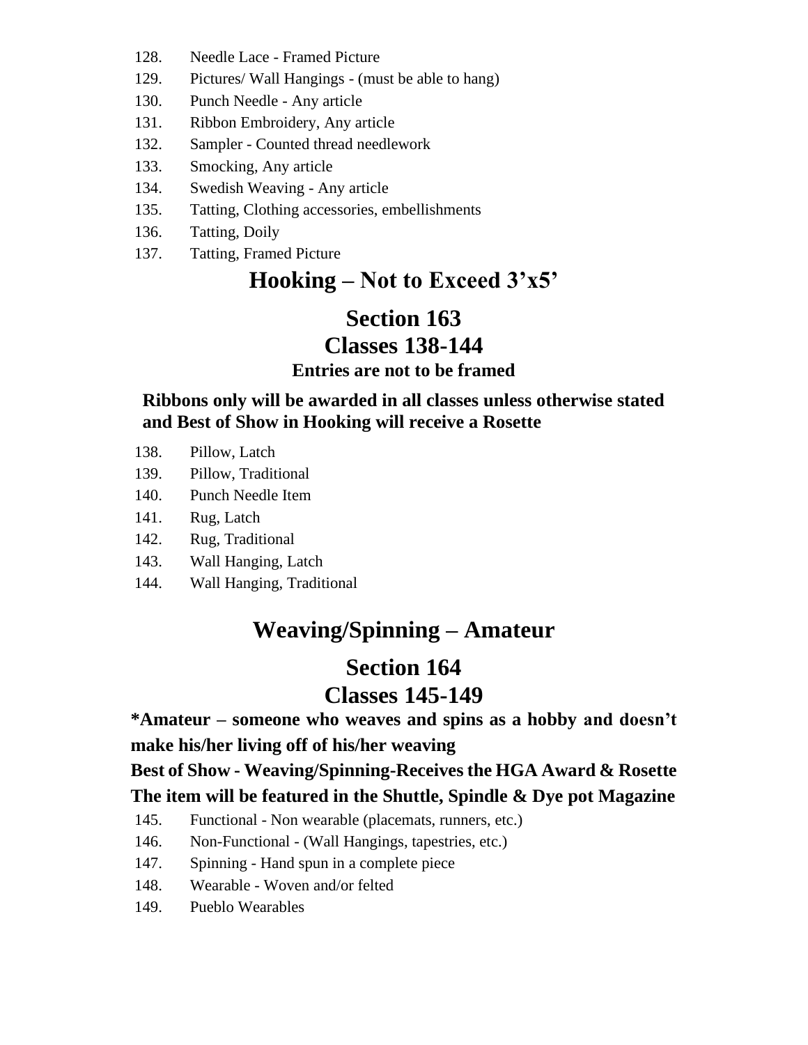128. Needle Lace - Framed Picture
129. Pictures/ Wall Hangings - (must be able to hang)
130. Punch Needle - Any article
131. Ribbon Embroidery, Any article
132. Sampler - Counted thread needlework
133. Smocking, Any article
134. Swedish Weaving - Any article
135. Tatting, Clothing accessories, embellishments
136. Tatting, Doily
137. Tatting, Framed Picture

# Hooking – Not to Exceed 3'x5'

## Section 163
## Classes 138-144

### Entries are not to be framed

**Ribbons only will be awarded in all classes unless otherwise stated and Best of Show in Hooking will receive a Rosette**

138. Pillow, Latch
139. Pillow, Traditional
140. Punch Needle Item
141. Rug, Latch
142. Rug, Traditional
143. Wall Hanging, Latch
144. Wall Hanging, Traditional

# Weaving/Spinning – Amateur

## Section 164
## Classes 145-149

**\*Amateur – someone who weaves and spins as a hobby and doesn't make his/her living off of his/her weaving**

**Best of Show - Weaving/Spinning-Receives the HGA Award & Rosette**

**The item will be featured in the Shuttle, Spindle & Dye pot Magazine**

145. Functional - Non wearable (placemats, runners, etc.)
146. Non-Functional - (Wall Hangings, tapestries, etc.)
147. Spinning - Hand spun in a complete piece
148. Wearable - Woven and/or felted
149. Pueblo Wearables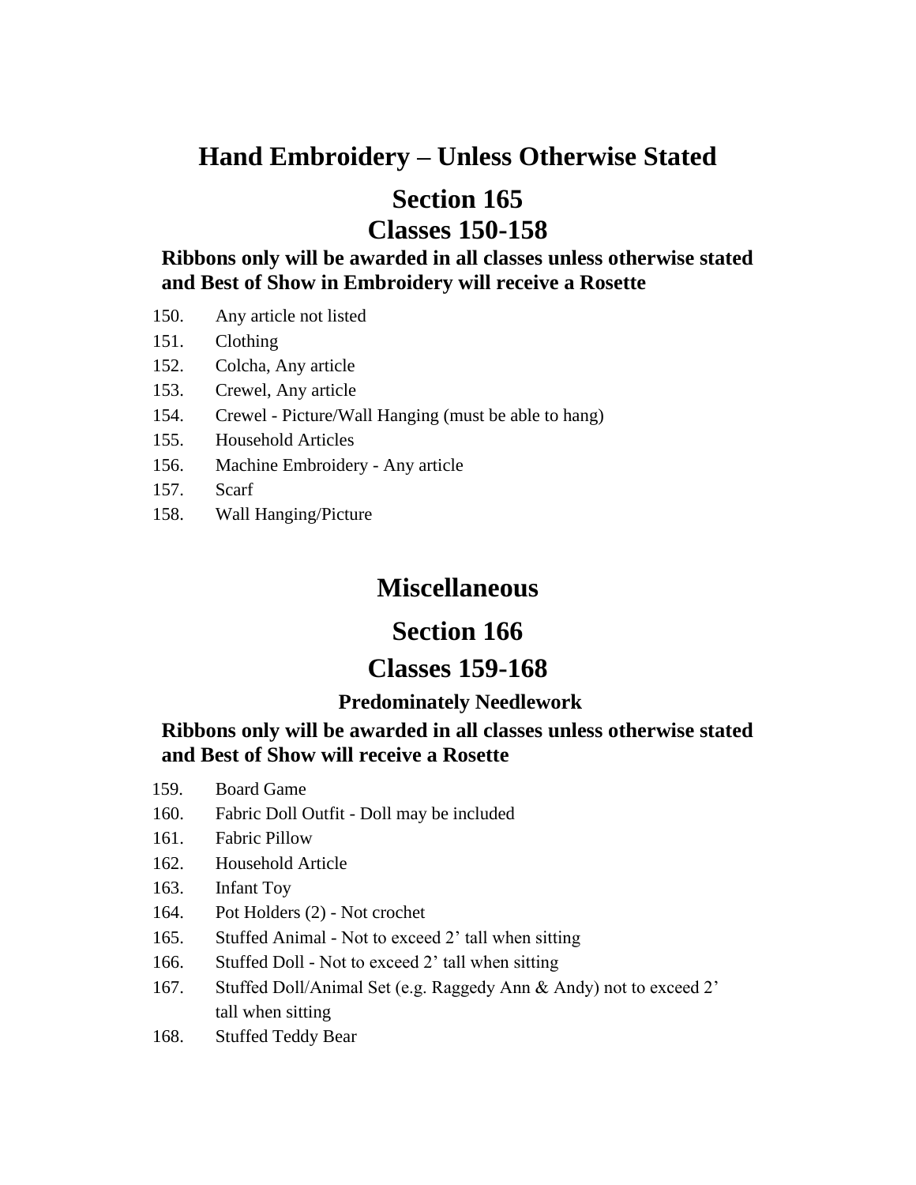# Hand Embroidery – Unless Otherwise Stated

## Section 165
## Classes 150-158

**Ribbons only will be awarded in all classes unless otherwise stated and Best of Show in Embroidery will receive a Rosette**

150. Any article not listed
151. Clothing
152. Colcha, Any article
153. Crewel, Any article
154. Crewel - Picture/Wall Hanging (must be able to hang)
155. Household Articles
156. Machine Embroidery - Any article
157. Scarf
158. Wall Hanging/Picture

# Miscellaneous

## Section 166

## Classes 159-168

### Predominately Needlework

**Ribbons only will be awarded in all classes unless otherwise stated and Best of Show will receive a Rosette**

159. Board Game
160. Fabric Doll Outfit - Doll may be included
161. Fabric Pillow
162. Household Article
163. Infant Toy
164. Pot Holders (2) - Not crochet
165. Stuffed Animal - Not to exceed 2' tall when sitting
166. Stuffed Doll - Not to exceed 2' tall when sitting
167. Stuffed Doll/Animal Set (e.g. Raggedy Ann & Andy) not to exceed 2' tall when sitting
168. Stuffed Teddy Bear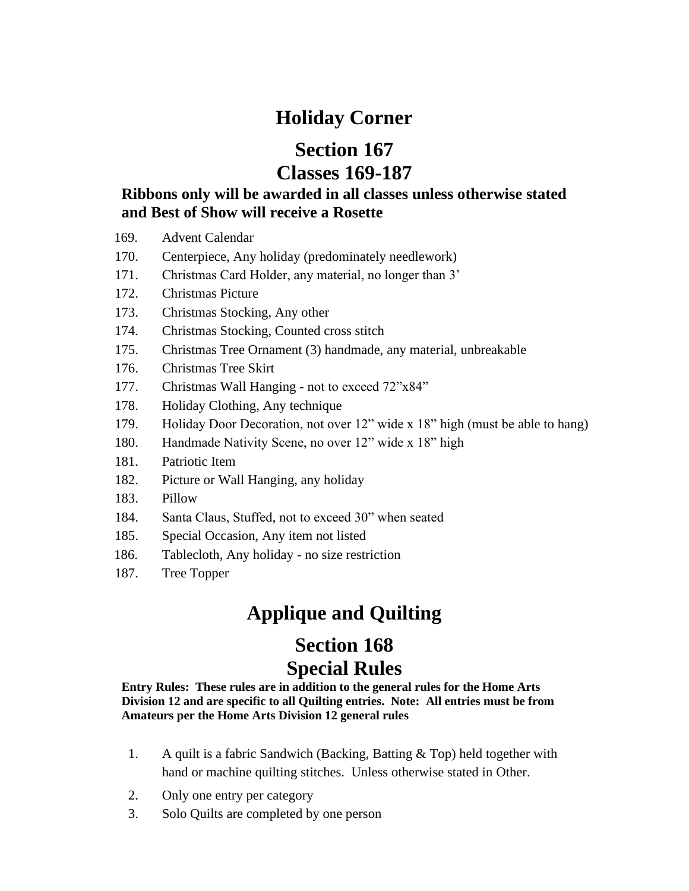# Holiday Corner

## Section 167
## Classes 169-187

**Ribbons only will be awarded in all classes unless otherwise stated and Best of Show will receive a Rosette**

169. Advent Calendar
170. Centerpiece, Any holiday (predominately needlework)
171. Christmas Card Holder, any material, no longer than 3’
172. Christmas Picture
173. Christmas Stocking, Any other
174. Christmas Stocking, Counted cross stitch
175. Christmas Tree Ornament (3) handmade, any material, unbreakable
176. Christmas Tree Skirt
177. Christmas Wall Hanging - not to exceed 72”x84”
178. Holiday Clothing, Any technique
179. Holiday Door Decoration, not over 12” wide x 18” high (must be able to hang)
180. Handmade Nativity Scene, no over 12” wide x 18” high
181. Patriotic Item
182. Picture or Wall Hanging, any holiday
183. Pillow
184. Santa Claus, Stuffed, not to exceed 30” when seated
185. Special Occasion, Any item not listed
186. Tablecloth, Any holiday - no size restriction
187. Tree Topper

# Applique and Quilting

## Section 168
## Special Rules

**Entry Rules: These rules are in addition to the general rules for the Home Arts Division 12 and are specific to all Quilting entries. Note: All entries must be from Amateurs per the Home Arts Division 12 general rules**

1. A quilt is a fabric Sandwich (Backing, Batting & Top) held together with hand or machine quilting stitches. Unless otherwise stated in Other.
2. Only one entry per category
3. Solo Quilts are completed by one person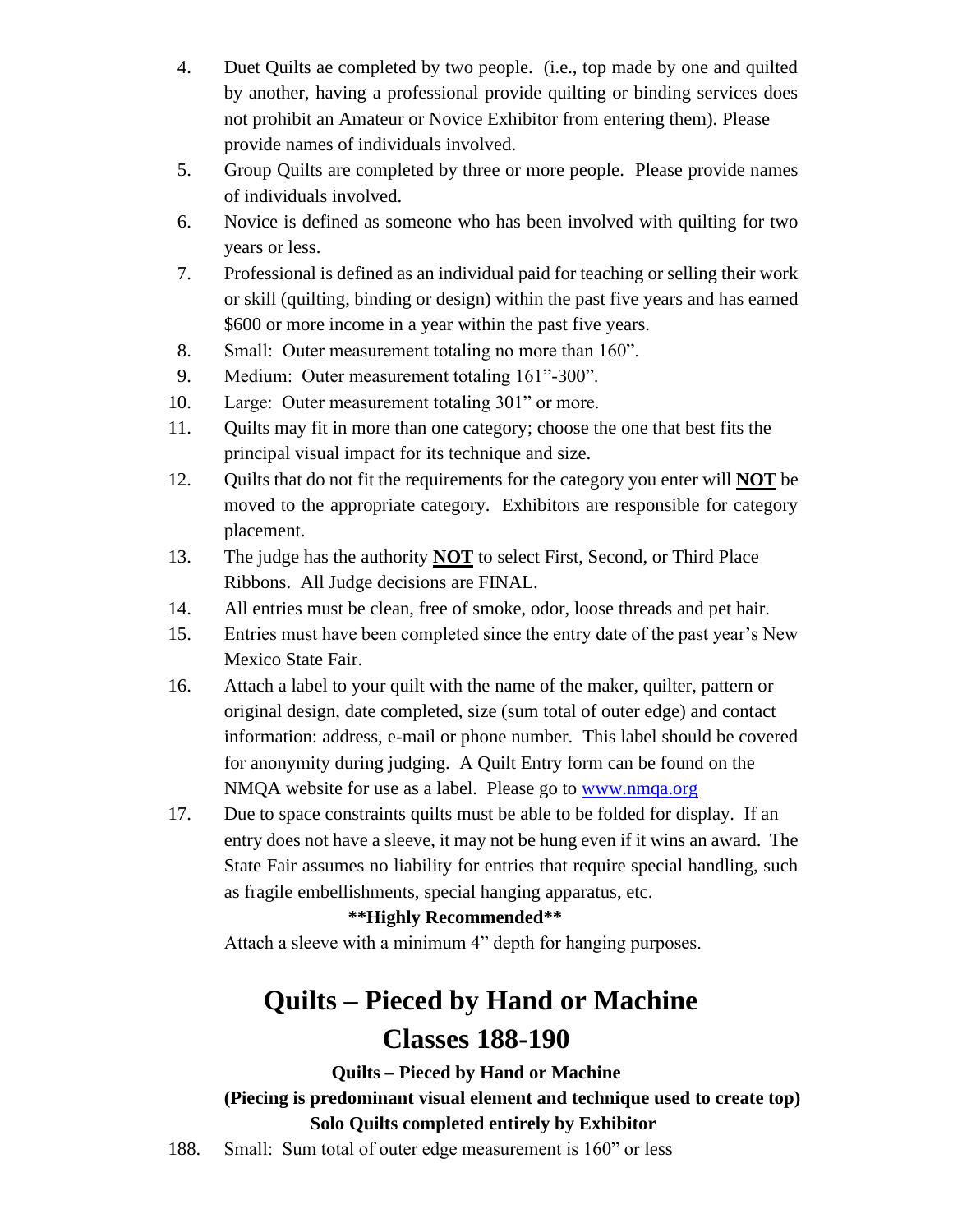4. Duet Quilts ae completed by two people. (i.e., top made by one and quilted by another, having a professional provide quilting or binding services does not prohibit an Amateur or Novice Exhibitor from entering them). Please provide names of individuals involved.
5. Group Quilts are completed by three or more people. Please provide names of individuals involved.
6. Novice is defined as someone who has been involved with quilting for two years or less.
7. Professional is defined as an individual paid for teaching or selling their work or skill (quilting, binding or design) within the past five years and has earned $600 or more income in a year within the past five years.
8. Small: Outer measurement totaling no more than 160".
9. Medium: Outer measurement totaling 161"-300".
10. Large: Outer measurement totaling 301" or more.
11. Quilts may fit in more than one category; choose the one that best fits the principal visual impact for its technique and size.
12. Quilts that do not fit the requirements for the category you enter will **<u>NOT</u>** be moved to the appropriate category. Exhibitors are responsible for category placement.
13. The judge has the authority **<u>NOT</u>** to select First, Second, or Third Place Ribbons. All Judge decisions are FINAL.
14. All entries must be clean, free of smoke, odor, loose threads and pet hair.
15. Entries must have been completed since the entry date of the past year's New Mexico State Fair.
16. Attach a label to your quilt with the name of the maker, quilter, pattern or original design, date completed, size (sum total of outer edge) and contact information: address, e-mail or phone number. This label should be covered for anonymity during judging. A Quilt Entry form can be found on the NMQA website for use as a label. Please go to [www.nmqa.org](www.nmqa.org)
17. Due to space constraints quilts must be able to be folded for display. If an entry does not have a sleeve, it may not be hung even if it wins an award. The State Fair assumes no liability for entries that require special handling, such as fragile embellishments, special hanging apparatus, etc.

**\*\*Highly Recommended\*\***

Attach a sleeve with a minimum 4" depth for hanging purposes.

# Quilts – Pieced by Hand or Machine
# Classes 188-190

**Quilts – Pieced by Hand or Machine**

**(Piecing is predominant visual element and technique used to create top)**

**Solo Quilts completed entirely by Exhibitor**

188. Small: Sum total of outer edge measurement is 160" or less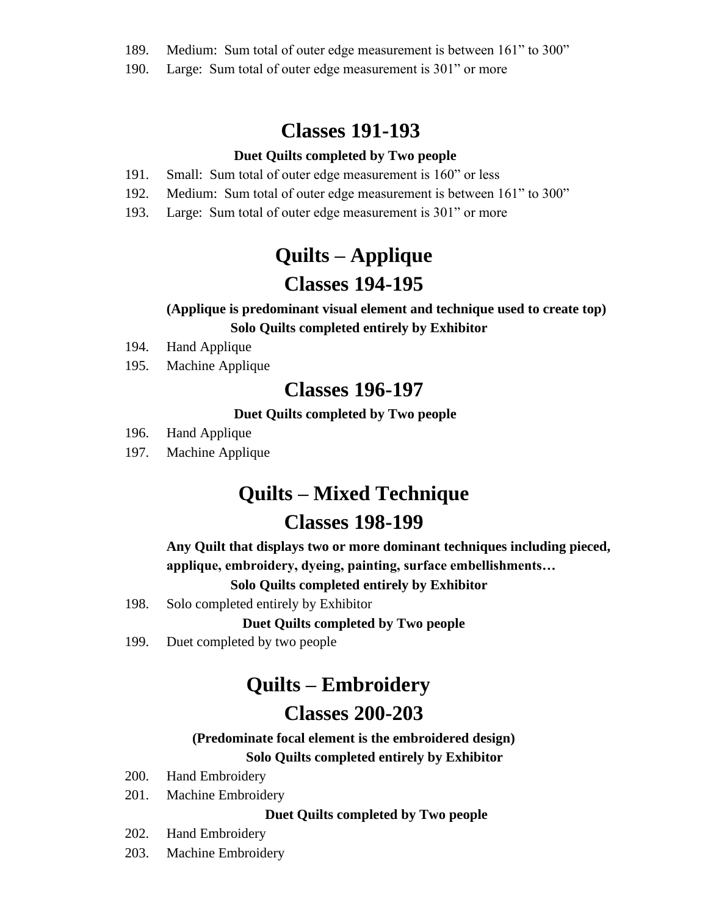189. Medium: Sum total of outer edge measurement is between 161" to 300"
190. Large: Sum total of outer edge measurement is 301" or more

## Classes 191-193

**Duet Quilts completed by Two people**

191. Small: Sum total of outer edge measurement is 160" or less
192. Medium: Sum total of outer edge measurement is between 161" to 300"
193. Large: Sum total of outer edge measurement is 301" or more

# Quilts – Applique

## Classes 194-195

**(Applique is predominant visual element and technique used to create top)**

**Solo Quilts completed entirely by Exhibitor**

194. Hand Applique
195. Machine Applique

## Classes 196-197

**Duet Quilts completed by Two people**

196. Hand Applique
197. Machine Applique

# Quilts – Mixed Technique

## Classes 198-199

**Any Quilt that displays two or more dominant techniques including pieced, applique, embroidery, dyeing, painting, surface embellishments…**

**Solo Quilts completed entirely by Exhibitor**

198. Solo completed entirely by Exhibitor

**Duet Quilts completed by Two people**

199. Duet completed by two people

# Quilts – Embroidery

## Classes 200-203

**(Predominate focal element is the embroidered design)**

**Solo Quilts completed entirely by Exhibitor**

200. Hand Embroidery
201. Machine Embroidery

**Duet Quilts completed by Two people**

202. Hand Embroidery
203. Machine Embroidery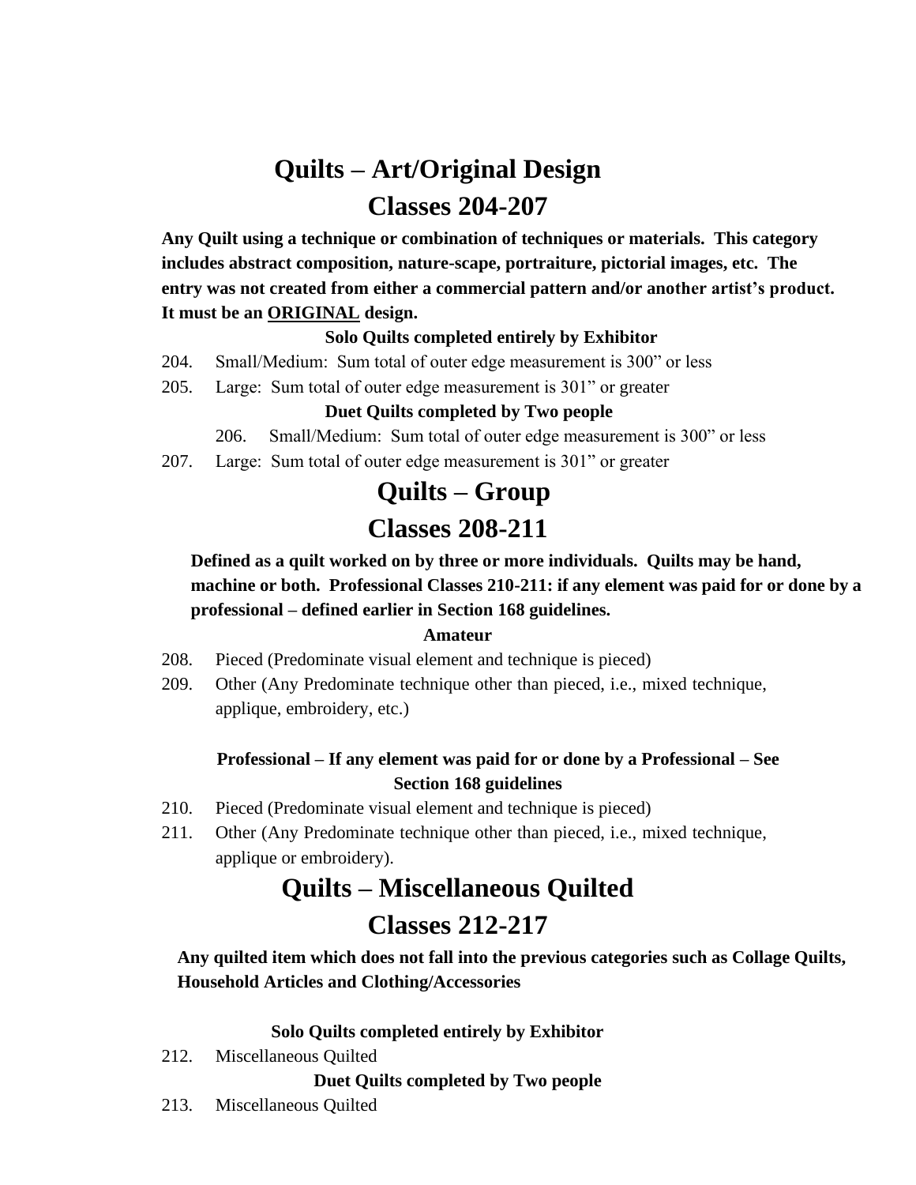# Quilts – Art/Original Design

# Classes 204-207

**Any Quilt using a technique or combination of techniques or materials. This category includes abstract composition, nature-scape, portraiture, pictorial images, etc. The entry was not created from either a commercial pattern and/or another artist's product. It must be an <u>ORIGINAL</u> design.**

**Solo Quilts completed entirely by Exhibitor**

204. Small/Medium: Sum total of outer edge measurement is 300" or less
205. Large: Sum total of outer edge measurement is 301" or greater

**Duet Quilts completed by Two people**

206. Small/Medium: Sum total of outer edge measurement is 300" or less
207. Large: Sum total of outer edge measurement is 301" or greater

# Quilts – Group

# Classes 208-211

**Defined as a quilt worked on by three or more individuals. Quilts may be hand, machine or both. Professional Classes 210-211: if any element was paid for or done by a professional – defined earlier in Section 168 guidelines.**

**Amateur**

208. Pieced (Predominate visual element and technique is pieced)
209. Other (Any Predominate technique other than pieced, i.e., mixed technique, applique, embroidery, etc.)

**Professional – If any element was paid for or done by a Professional – See Section 168 guidelines**

210. Pieced (Predominate visual element and technique is pieced)
211. Other (Any Predominate technique other than pieced, i.e., mixed technique, applique or embroidery).

# Quilts – Miscellaneous Quilted

# Classes 212-217

**Any quilted item which does not fall into the previous categories such as Collage Quilts, Household Articles and Clothing/Accessories**

**Solo Quilts completed entirely by Exhibitor**

212. Miscellaneous Quilted

**Duet Quilts completed by Two people**

213. Miscellaneous Quilted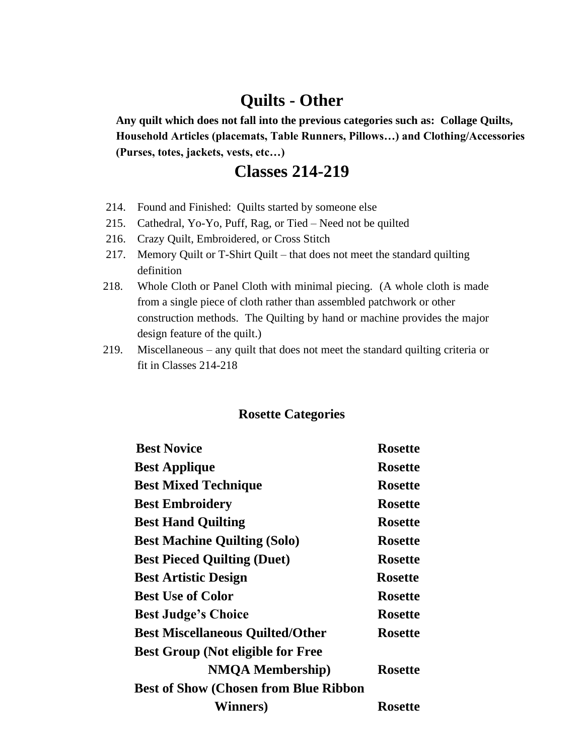# Quilts - Other

**Any quilt which does not fall into the previous categories such as: Collage Quilts, Household Articles (placemats, Table Runners, Pillows…) and Clothing/Accessories (Purses, totes, jackets, vests, etc…)**

# Classes 214-219

214. Found and Finished: Quilts started by someone else
215. Cathedral, Yo-Yo, Puff, Rag, or Tied – Need not be quilted
216. Crazy Quilt, Embroidered, or Cross Stitch
217. Memory Quilt or T-Shirt Quilt – that does not meet the standard quilting definition
218. Whole Cloth or Panel Cloth with minimal piecing. (A whole cloth is made from a single piece of cloth rather than assembled patchwork or other construction methods. The Quilting by hand or machine provides the major design feature of the quilt.)
219. Miscellaneous – any quilt that does not meet the standard quilting criteria or fit in Classes 214-218

### Rosette Categories

| | |
|---|---|
| **Best Novice** | **Rosette** |
| **Best Applique** | **Rosette** |
| **Best Mixed Technique** | **Rosette** |
| **Best Embroidery** | **Rosette** |
| **Best Hand Quilting** | **Rosette** |
| **Best Machine Quilting (Solo)** | **Rosette** |
| **Best Pieced Quilting (Duet)** | **Rosette** |
| **Best Artistic Design** | **Rosette** |
| **Best Use of Color** | **Rosette** |
| **Best Judge's Choice** | **Rosette** |
| **Best Miscellaneous Quilted/Other** | **Rosette** |
| **Best Group (Not eligible for Free NMQA Membership)** | **Rosette** |
| **Best of Show (Chosen from Blue Ribbon Winners)** | **Rosette** |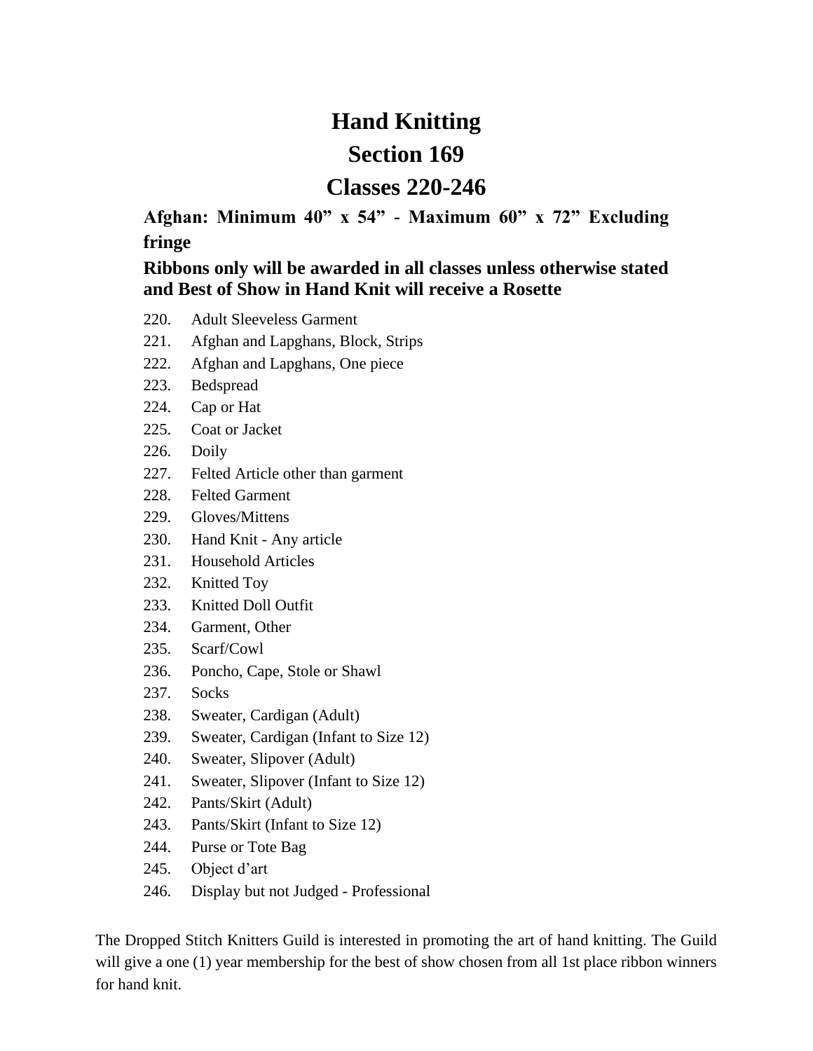# Hand Knitting

# Section 169

# Classes 220-246

**Afghan: Minimum 40” x 54” - Maximum 60” x 72” Excluding fringe**

**Ribbons only will be awarded in all classes unless otherwise stated and Best of Show in Hand Knit will receive a Rosette**

220. Adult Sleeveless Garment
221. Afghan and Lapghans, Block, Strips
222. Afghan and Lapghans, One piece
223. Bedspread
224. Cap or Hat
225. Coat or Jacket
226. Doily
227. Felted Article other than garment
228. Felted Garment
229. Gloves/Mittens
230. Hand Knit - Any article
231. Household Articles
232. Knitted Toy
233. Knitted Doll Outfit
234. Garment, Other
235. Scarf/Cowl
236. Poncho, Cape, Stole or Shawl
237. Socks
238. Sweater, Cardigan (Adult)
239. Sweater, Cardigan (Infant to Size 12)
240. Sweater, Slipover (Adult)
241. Sweater, Slipover (Infant to Size 12)
242. Pants/Skirt (Adult)
243. Pants/Skirt (Infant to Size 12)
244. Purse or Tote Bag
245. Object d’art
246. Display but not Judged - Professional

The Dropped Stitch Knitters Guild is interested in promoting the art of hand knitting. The Guild will give a one (1) year membership for the best of show chosen from all 1st place ribbon winners for hand knit.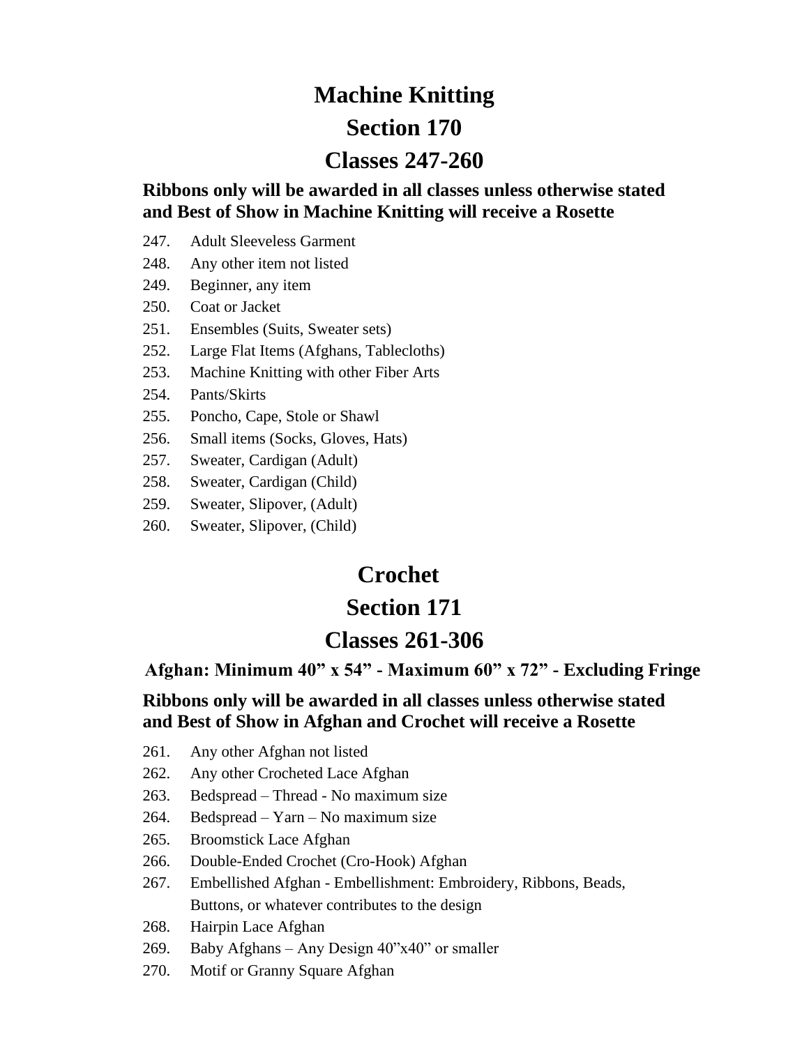# Machine Knitting

# Section 170

# Classes 247-260

**Ribbons only will be awarded in all classes unless otherwise stated and Best of Show in Machine Knitting will receive a Rosette**

247. Adult Sleeveless Garment
248. Any other item not listed
249. Beginner, any item
250. Coat or Jacket
251. Ensembles (Suits, Sweater sets)
252. Large Flat Items (Afghans, Tablecloths)
253. Machine Knitting with other Fiber Arts
254. Pants/Skirts
255. Poncho, Cape, Stole or Shawl
256. Small items (Socks, Gloves, Hats)
257. Sweater, Cardigan (Adult)
258. Sweater, Cardigan (Child)
259. Sweater, Slipover, (Adult)
260. Sweater, Slipover, (Child)

# Crochet

# Section 171

# Classes 261-306

**Afghan: Minimum 40" x 54" - Maximum 60" x 72" - Excluding Fringe**

**Ribbons only will be awarded in all classes unless otherwise stated and Best of Show in Afghan and Crochet will receive a Rosette**

261. Any other Afghan not listed
262. Any other Crocheted Lace Afghan
263. Bedspread – Thread - No maximum size
264. Bedspread – Yarn – No maximum size
265. Broomstick Lace Afghan
266. Double-Ended Crochet (Cro-Hook) Afghan
267. Embellished Afghan - Embellishment: Embroidery, Ribbons, Beads, Buttons, or whatever contributes to the design
268. Hairpin Lace Afghan
269. Baby Afghans – Any Design 40"x40" or smaller
270. Motif or Granny Square Afghan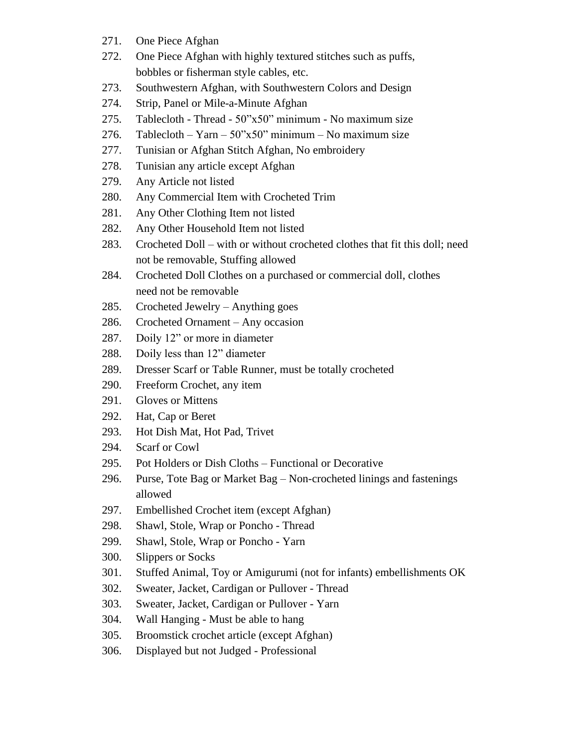271. One Piece Afghan
272. One Piece Afghan with highly textured stitches such as puffs, bobbles or fisherman style cables, etc.
273. Southwestern Afghan, with Southwestern Colors and Design
274. Strip, Panel or Mile-a-Minute Afghan
275. Tablecloth - Thread - 50"x50" minimum - No maximum size
276. Tablecloth – Yarn – 50"x50" minimum – No maximum size
277. Tunisian or Afghan Stitch Afghan, No embroidery
278. Tunisian any article except Afghan
279. Any Article not listed
280. Any Commercial Item with Crocheted Trim
281. Any Other Clothing Item not listed
282. Any Other Household Item not listed
283. Crocheted Doll – with or without crocheted clothes that fit this doll; need not be removable, Stuffing allowed
284. Crocheted Doll Clothes on a purchased or commercial doll, clothes need not be removable
285. Crocheted Jewelry – Anything goes
286. Crocheted Ornament – Any occasion
287. Doily 12" or more in diameter
288. Doily less than 12" diameter
289. Dresser Scarf or Table Runner, must be totally crocheted
290. Freeform Crochet, any item
291. Gloves or Mittens
292. Hat, Cap or Beret
293. Hot Dish Mat, Hot Pad, Trivet
294. Scarf or Cowl
295. Pot Holders or Dish Cloths – Functional or Decorative
296. Purse, Tote Bag or Market Bag – Non-crocheted linings and fastenings allowed
297. Embellished Crochet item (except Afghan)
298. Shawl, Stole, Wrap or Poncho - Thread
299. Shawl, Stole, Wrap or Poncho - Yarn
300. Slippers or Socks
301. Stuffed Animal, Toy or Amigurumi (not for infants) embellishments OK
302. Sweater, Jacket, Cardigan or Pullover - Thread
303. Sweater, Jacket, Cardigan or Pullover - Yarn
304. Wall Hanging - Must be able to hang
305. Broomstick crochet article (except Afghan)
306. Displayed but not Judged - Professional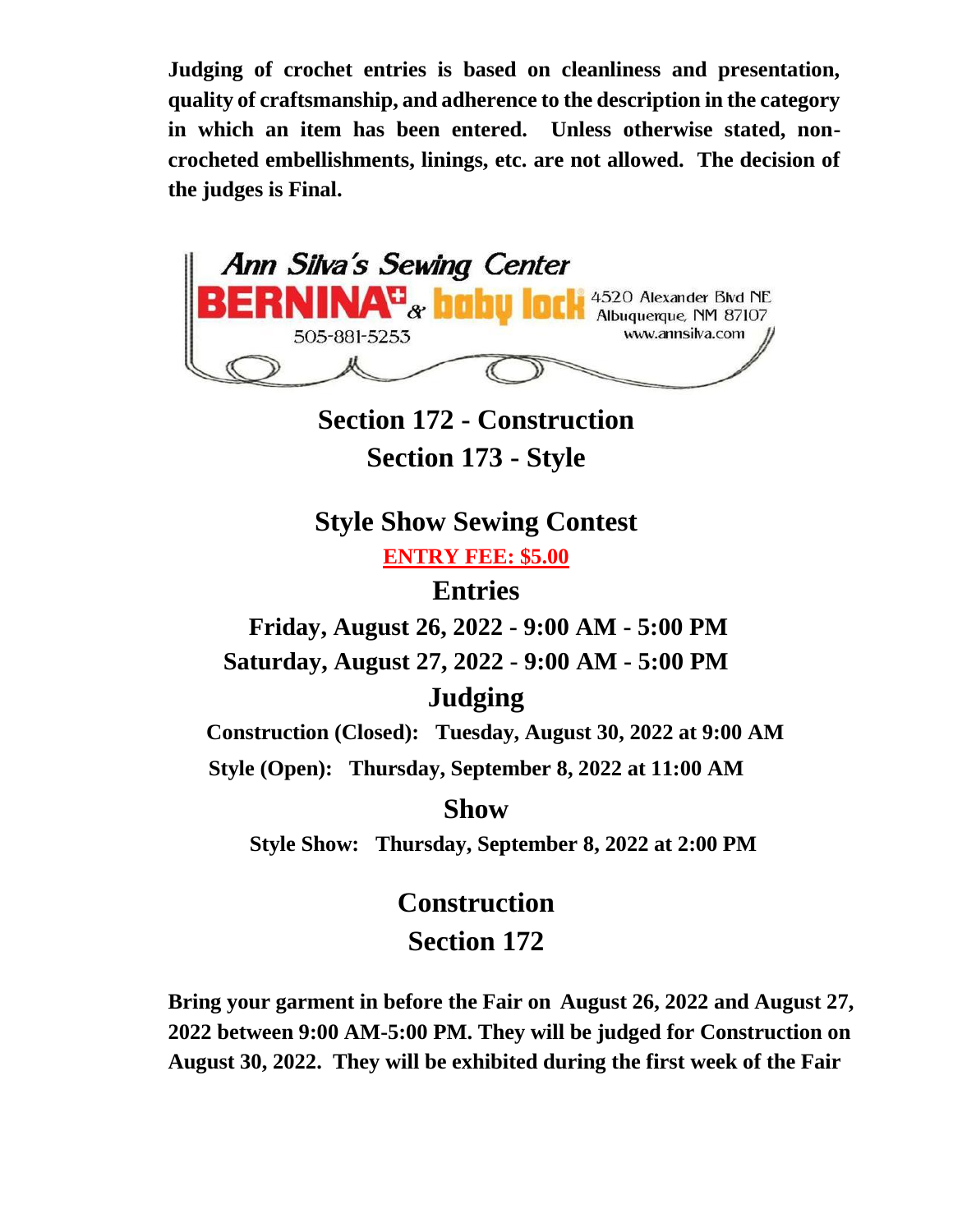**Judging of crochet entries is based on cleanliness and presentation, quality of craftsmanship, and adherence to the description in the category in which an item has been entered. Unless otherwise stated, non-crocheted embellishments, linings, etc. are not allowed. The decision of the judges is Final.**

Ann Silva's Sewing Center
BERNINA & baby lock
4520 Alexander Blvd NE
Albuquerque, NM 87107
505-881-5253
www.annsilva.com

## Section 172 - Construction
## Section 173 - Style

## Style Show Sewing Contest

**ENTRY FEE: $5.00**

### Entries

**Friday, August 26, 2022 - 9:00 AM - 5:00 PM**

**Saturday, August 27, 2022 - 9:00 AM - 5:00 PM**

### Judging

**Construction (Closed): Tuesday, August 30, 2022 at 9:00 AM**

**Style (Open): Thursday, September 8, 2022 at 11:00 AM**

### Show

**Style Show: Thursday, September 8, 2022 at 2:00 PM**

## Construction
## Section 172

**Bring your garment in before the Fair on August 26, 2022 and August 27, 2022 between 9:00 AM-5:00 PM. They will be judged for Construction on August 30, 2022. They will be exhibited during the first week of the Fair**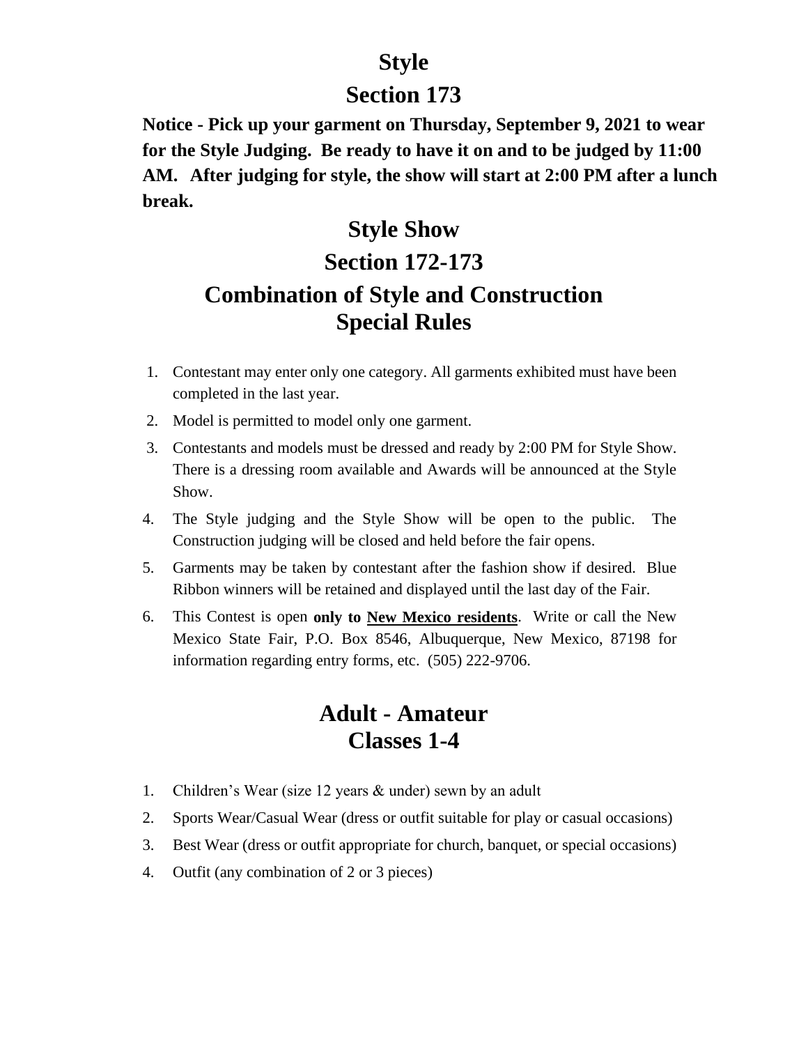# Style

# Section 173

**Notice - Pick up your garment on Thursday, September 9, 2021 to wear for the Style Judging. Be ready to have it on and to be judged by 11:00 AM. After judging for style, the show will start at 2:00 PM after a lunch break.**

# Style Show

# Section 172-173

# Combination of Style and Construction Special Rules

1. Contestant may enter only one category. All garments exhibited must have been completed in the last year.
2. Model is permitted to model only one garment.
3. Contestants and models must be dressed and ready by 2:00 PM for Style Show. There is a dressing room available and Awards will be announced at the Style Show.
4. The Style judging and the Style Show will be open to the public. The Construction judging will be closed and held before the fair opens.
5. Garments may be taken by contestant after the fashion show if desired. Blue Ribbon winners will be retained and displayed until the last day of the Fair.
6. This Contest is open **only to <u>New Mexico residents</u>**. Write or call the New Mexico State Fair, P.O. Box 8546, Albuquerque, New Mexico, 87198 for information regarding entry forms, etc. (505) 222-9706.

# Adult - Amateur Classes 1-4

1. Children's Wear (size 12 years & under) sewn by an adult
2. Sports Wear/Casual Wear (dress or outfit suitable for play or casual occasions)
3. Best Wear (dress or outfit appropriate for church, banquet, or special occasions)
4. Outfit (any combination of 2 or 3 pieces)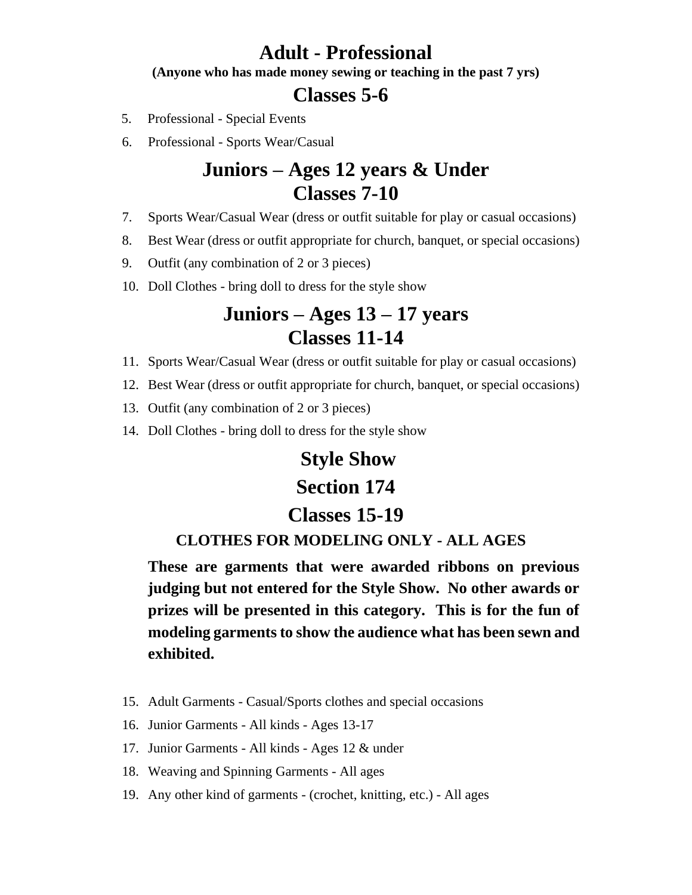# Adult - Professional

**(Anyone who has made money sewing or teaching in the past 7 yrs)**

## Classes 5-6

5. Professional - Special Events
6. Professional - Sports Wear/Casual

# Juniors – Ages 12 years & Under
## Classes 7-10

7. Sports Wear/Casual Wear (dress or outfit suitable for play or casual occasions)
8. Best Wear (dress or outfit appropriate for church, banquet, or special occasions)
9. Outfit (any combination of 2 or 3 pieces)
10. Doll Clothes - bring doll to dress for the style show

# Juniors – Ages 13 – 17 years
## Classes 11-14

11. Sports Wear/Casual Wear (dress or outfit suitable for play or casual occasions)
12. Best Wear (dress or outfit appropriate for church, banquet, or special occasions)
13. Outfit (any combination of 2 or 3 pieces)
14. Doll Clothes - bring doll to dress for the style show

# Style Show
## Section 174
## Classes 15-19

**CLOTHES FOR MODELING ONLY - ALL AGES**

**These are garments that were awarded ribbons on previous judging but not entered for the Style Show. No other awards or prizes will be presented in this category. This is for the fun of modeling garments to show the audience what has been sewn and exhibited.**

15. Adult Garments - Casual/Sports clothes and special occasions
16. Junior Garments - All kinds - Ages 13-17
17. Junior Garments - All kinds - Ages 12 & under
18. Weaving and Spinning Garments - All ages
19. Any other kind of garments - (crochet, knitting, etc.) - All ages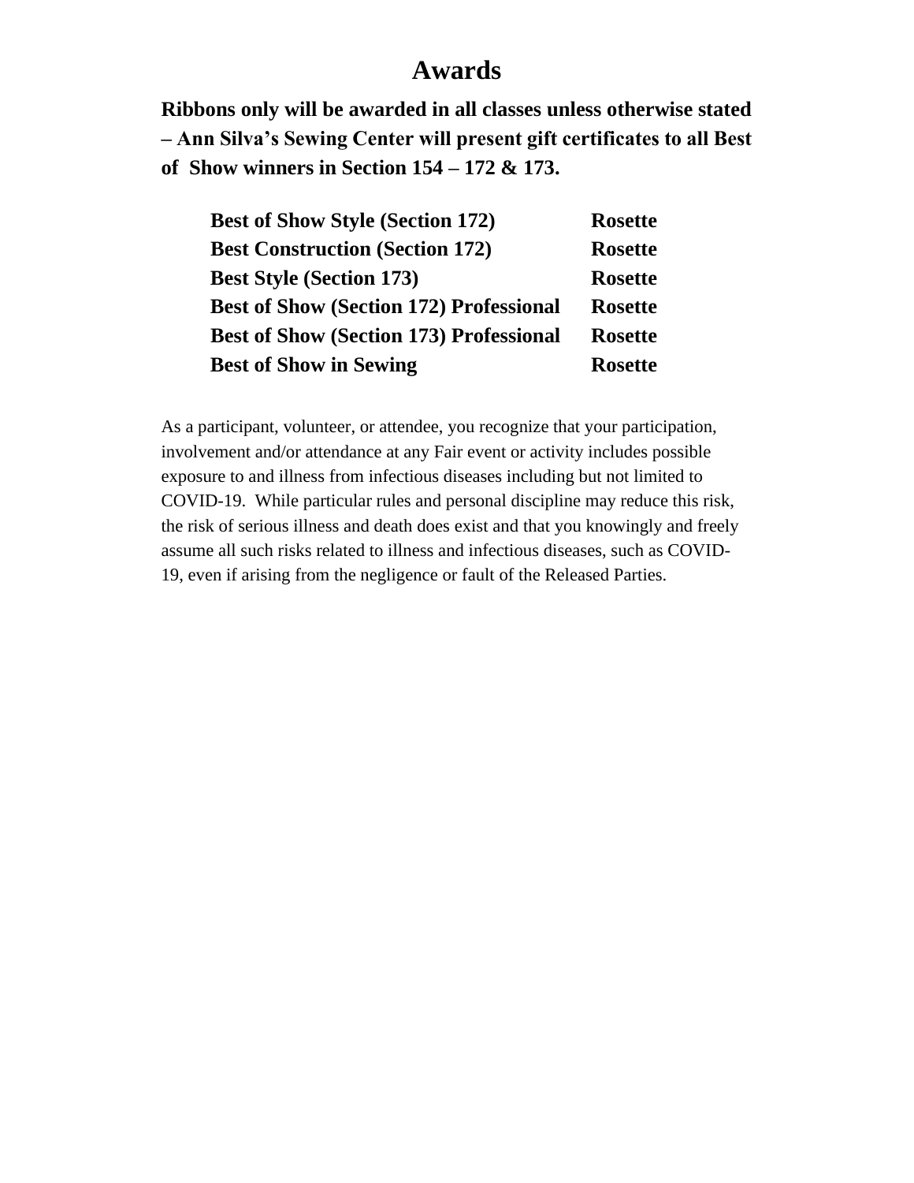# Awards

**Ribbons only will be awarded in all classes unless otherwise stated – Ann Silva's Sewing Center will present gift certificates to all Best of Show winners in Section 154 – 172 & 173.**

| | |
|---|---|
| **Best of Show Style (Section 172)** | **Rosette** |
| **Best Construction (Section 172)** | **Rosette** |
| **Best Style (Section 173)** | **Rosette** |
| **Best of Show (Section 172) Professional** | **Rosette** |
| **Best of Show (Section 173) Professional** | **Rosette** |
| **Best of Show in Sewing** | **Rosette** |

As a participant, volunteer, or attendee, you recognize that your participation, involvement and/or attendance at any Fair event or activity includes possible exposure to and illness from infectious diseases including but not limited to COVID-19. While particular rules and personal discipline may reduce this risk, the risk of serious illness and death does exist and that you knowingly and freely assume all such risks related to illness and infectious diseases, such as COVID-19, even if arising from the negligence or fault of the Released Parties.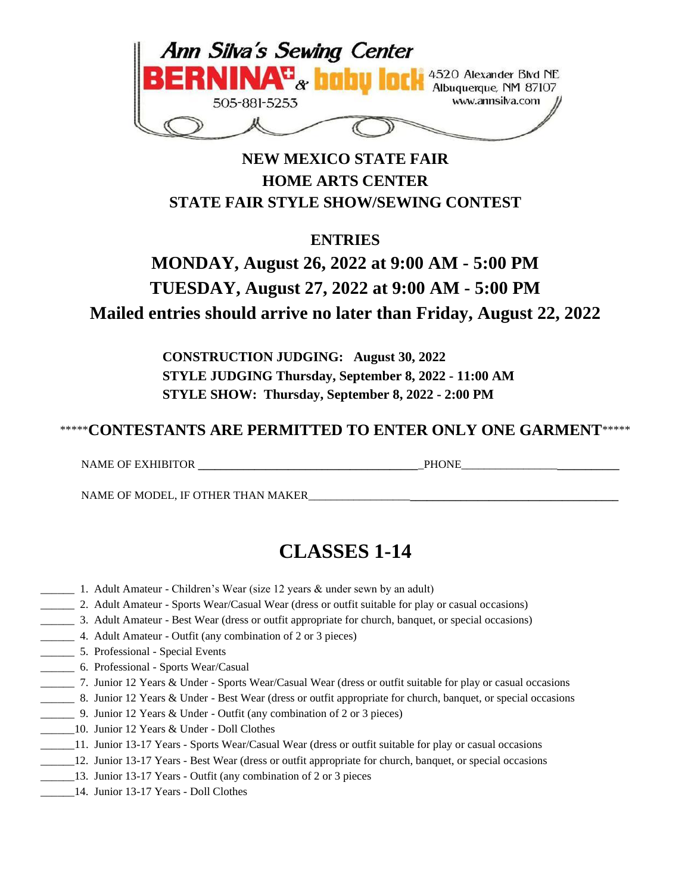Ann Silva's Sewing Center

BERNINA & baby lock

4520 Alexander Blvd NE
Albuquerque, NM 87107
www.annsilva.com

505-881-5253

# NEW MEXICO STATE FAIR
# HOME ARTS CENTER
# STATE FAIR STYLE SHOW/SEWING CONTEST

## ENTRIES

## MONDAY, August 26, 2022 at 9:00 AM - 5:00 PM
## TUESDAY, August 27, 2022 at 9:00 AM - 5:00 PM
## Mailed entries should arrive no later than Friday, August 22, 2022

**CONSTRUCTION JUDGING: August 30, 2022**
**STYLE JUDGING Thursday, September 8, 2022 - 11:00 AM**
**STYLE SHOW: Thursday, September 8, 2022 - 2:00 PM**

\*\*\*\*\***CONTESTANTS ARE PERMITTED TO ENTER ONLY ONE GARMENT**\*\*\*\*\*

NAME OF EXHIBITOR ______________________________________PHONE____________________________

NAME OF MODEL, IF OTHER THAN MAKER______________________________________________________

# CLASSES 1-14

______ 1. Adult Amateur - Children's Wear (size 12 years & under sewn by an adult)
______ 2. Adult Amateur - Sports Wear/Casual Wear (dress or outfit suitable for play or casual occasions)
______ 3. Adult Amateur - Best Wear (dress or outfit appropriate for church, banquet, or special occasions)
______ 4. Adult Amateur - Outfit (any combination of 2 or 3 pieces)
______ 5. Professional - Special Events
______ 6. Professional - Sports Wear/Casual
______ 7. Junior 12 Years & Under - Sports Wear/Casual Wear (dress or outfit suitable for play or casual occasions
______ 8. Junior 12 Years & Under - Best Wear (dress or outfit appropriate for church, banquet, or special occasions
______ 9. Junior 12 Years & Under - Outfit (any combination of 2 or 3 pieces)
______10. Junior 12 Years & Under - Doll Clothes
______11. Junior 13-17 Years - Sports Wear/Casual Wear (dress or outfit suitable for play or casual occasions
______12. Junior 13-17 Years - Best Wear (dress or outfit appropriate for church, banquet, or special occasions
______13. Junior 13-17 Years - Outfit (any combination of 2 or 3 pieces
______14. Junior 13-17 Years - Doll Clothes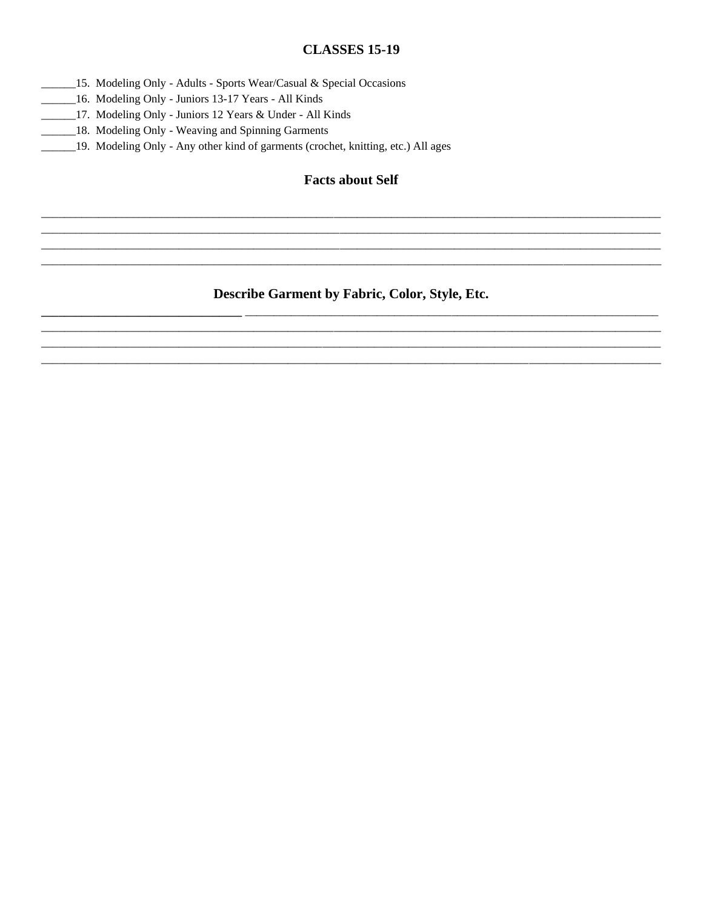## CLASSES 15-19

______15. Modeling Only - Adults - Sports Wear/Casual & Special Occasions
______16. Modeling Only - Juniors 13-17 Years - All Kinds
______17. Modeling Only - Juniors 12 Years & Under - All Kinds
______18. Modeling Only - Weaving and Spinning Garments
______19. Modeling Only - Any other kind of garments (crochet, knitting, etc.) All ages

## Facts about Self

________________________________________________________________________________________________
________________________________________________________________________________________________
________________________________________________________________________________________________
________________________________________________________________________________________________

## Describe Garment by Fabric, Color, Style, Etc.

________________________________________________________________________________________________
________________________________________________________________________________________________
________________________________________________________________________________________________
________________________________________________________________________________________________